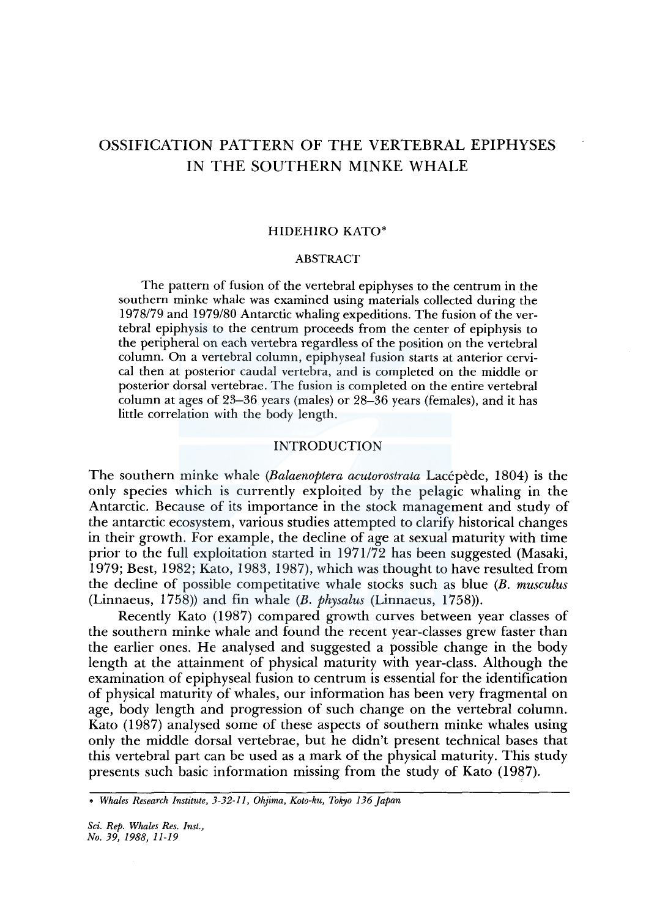# OSSIFICATION PATTERN OF THE VERTEBRAL EPIPHYSES IN THE SOUTHERN MINKE WHALE

HIDEHIRO KATO*

## ABSTRACT

The pattern of fusion of the vertebral epiphyses to the centrum in the southern minke whale was examined using materials collected during the 1978/79 and 1979/80 Antarctic whaling expeditions. The fusion of the vertebral epiphysis to the centrum proceeds from the center of epiphysis to the peripheral on each vertebra regardless of the position on the vertebral column. On a vertebral column, epiphyseal fusion starts at anterior cervical then at posterior caudal vertebra, and is completed on the middle or posterior dorsal vertebrae. The fusion is completed on the entire vertebral column at ages of 23–36 years (males) or 28–36 years (females), and it has little correlation with the body length.

## INTRODUCTION

The southern minke whale (*Balaenoptera acutorostrata* Lacépède, 1804) is the only species which is currently exploited by the pelagic whaling in the Antarctic. Because of its importance in the stock management and study of the antarctic ecosystem, various studies attempted to clarify historical changes in their growth. For example, the decline of age at sexual maturity with time prior to the full exploitation started in 1971/72 has been suggested (Masaki, 1979; Best, 1982; Kato, 1983, 1987), which was thought to have resulted from the decline of possible competitative whale stocks such as blue (*B. musculus* (Linnaeus, 1758)) and fin whale (*B. physalus* (Linnaeus, 1758)).

Recently Kato (1987) compared growth curves between year classes of the southern minke whale and found the recent year-classes grew faster than the earlier ones. He analysed and suggested a possible change in the body length at the attainment of physical maturity with year-class. Although the examination of epiphyseal fusion to centrum is essential for the identification of physical maturity of whales, our information has been very fragmental on age, body length and progression of such change on the vertebral column. Kato (1987) analysed some of these aspects of southern minke whales using only the middle dorsal vertebrae, but he didn't present technical bases that this vertebral part can be used as a mark of the physical maturity. This study presents such basic information missing from the study of Kato (1987).

---

\* *Whales Research Institute, 3-32-11, Ohjima, Koto-ku, Tokyo 136 Japan*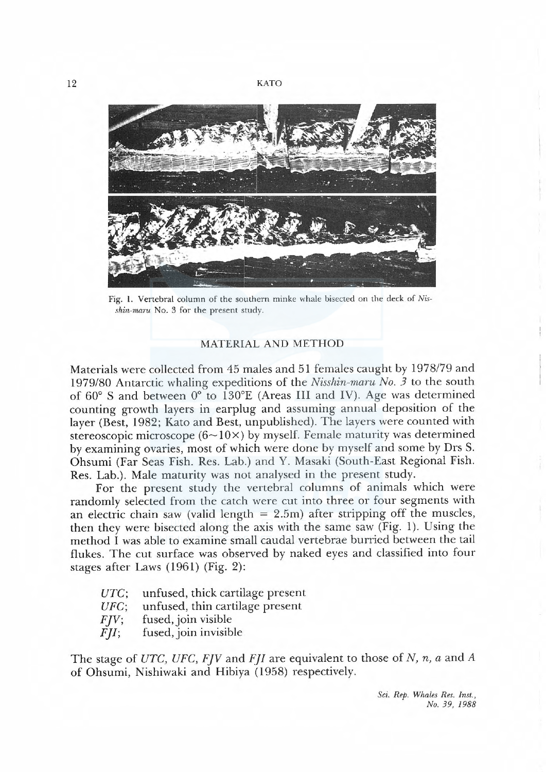Fig. 1. Vertebral column of the southern minke whale bisected on the deck of *Nisshin-maru* No. 3 for the present study.

## MATERIAL AND METHOD

Materials were collected from 45 males and 51 females caught by 1978/79 and 1979/80 Antarctic whaling expeditions of the *Nisshin-maru No. 3* to the south of 60° S and between 0° to 130°E (Areas III and IV). Age was determined counting growth layers in earplug and assuming annual deposition of the layer (Best, 1982; Kato and Best, unpublished). The layers were counted with stereoscopic microscope (6~10×) by myself. Female maturity was determined by examining ovaries, most of which were done by myself and some by Drs S. Ohsumi (Far Seas Fish. Res. Lab.) and Y. Masaki (South-East Regional Fish. Res. Lab.). Male maturity was not analysed in the present study.

For the present study the vertebral columns of animals which were randomly selected from the catch were cut into three or four segments with an electric chain saw (valid length = 2.5m) after stripping off the muscles, then they were bisected along the axis with the same saw (Fig. 1). Using the method I was able to examine small caudal vertebrae burried between the tail flukes. The cut surface was observed by naked eyes and classified into four stages after Laws (1961) (Fig. 2):

- *UTC*; unfused, thick cartilage present
- *UFC*; unfused, thin cartilage present
- *FJV*; fused, join visible
- *FJI*; fused, join invisible

The stage of *UTC, UFC, FJV* and *FJI* are equivalent to those of *N, n, a* and *A* of Ohsumi, Nishiwaki and Hibiya (1958) respectively.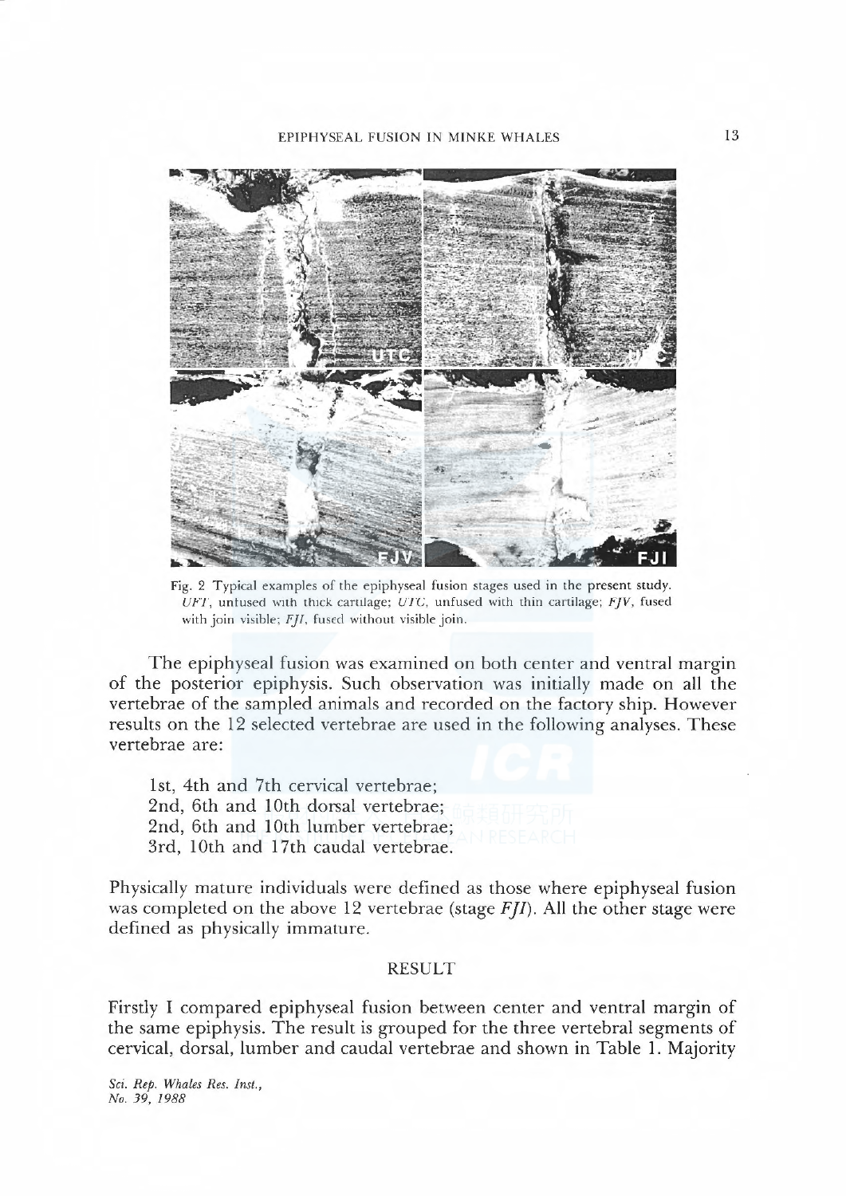Fig. 2 Typical examples of the epiphyseal fusion stages used in the present study. *UFT*, unfused with thick cartilage; *UTC*, unfused with thin cartilage; *FJV*, fused with join visible; *FJI*, fused without visible join.

The epiphyseal fusion was examined on both center and ventral margin of the posterior epiphysis. Such observation was initially made on all the vertebrae of the sampled animals and recorded on the factory ship. However results on the 12 selected vertebrae are used in the following analyses. These vertebrae are:

1st, 4th and 7th cervical vertebrae;
2nd, 6th and 10th dorsal vertebrae;
2nd, 6th and 10th lumber vertebrae;
3rd, 10th and 17th caudal vertebrae.

Physically mature individuals were defined as those where epiphyseal fusion was completed on the above 12 vertebrae (stage *FJI*). All the other stage were defined as physically immature.

## RESULT

Firstly I compared epiphyseal fusion between center and ventral margin of the same epiphysis. The result is grouped for the three vertebral segments of cervical, dorsal, lumber and caudal vertebrae and shown in Table 1. Majority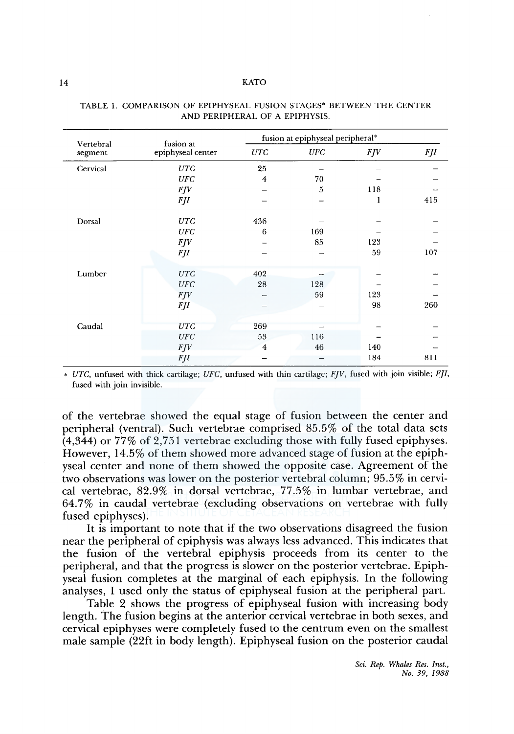TABLE 1. COMPARISON OF EPIPHYSEAL FUSION STAGES* BETWEEN THE CENTER AND PERIPHERAL OF A EPIPHYSIS.

| Vertebral segment | fusion at epiphyseal center | fusion at epiphyseal peripheral* | | | |
|---|---|---|---|---|---|
| | | *UTC* | *UFC* | *FJV* | *FJI* |
| Cervical | *UTC* | 25 | – | – | – |
| | *UFC* | 4 | 70 | – | – |
| | *FJV* | – | 5 | 118 | – |
| | *FJI* | – | – | 1 | 415 |
| Dorsal | *UTC* | 436 | – | – | – |
| | *UFC* | 6 | 169 | – | – |
| | *FJV* | – | 85 | 123 | – |
| | *FJI* | – | – | 59 | 107 |
| Lumber | *UTC* | 402 | – | – | – |
| | *UFC* | 28 | 128 | – | – |
| | *FJV* | – | 59 | 123 | – |
| | *FJI* | – | – | 98 | 260 |
| Caudal | *UTC* | 269 | – | – | – |
| | *UFC* | 53 | 116 | – | – |
| | *FJV* | 4 | 46 | 140 | – |
| | *FJI* | – | – | 184 | 811 |

\* *UTC*, unfused with thick cartilage; *UFC*, unfused with thin cartilage; *FJV*, fused with join visible; *FJI*, fused with join invisible.

of the vertebrae showed the equal stage of fusion between the center and peripheral (ventral). Such vertebrae comprised 85.5% of the total data sets (4,344) or 77% of 2,751 vertebrae excluding those with fully fused epiphyses. However, 14.5% of them showed more advanced stage of fusion at the epiphyseal center and none of them showed the opposite case. Agreement of the two observations was lower on the posterior vertebral column; 95.5% in cervical vertebrae, 82.9% in dorsal vertebrae, 77.5% in lumbar vertebrae, and 64.7% in caudal vertebrae (excluding observations on vertebrae with fully fused epiphyses).

It is important to note that if the two observations disagreed the fusion near the peripheral of epiphysis was always less advanced. This indicates that the fusion of the vertebral epiphysis proceeds from its center to the peripheral, and that the progress is slower on the posterior vertebrae. Epiphyseal fusion completes at the marginal of each epiphysis. In the following analyses, I used only the status of epiphyseal fusion at the peripheral part.

Table 2 shows the progress of epiphyseal fusion with increasing body length. The fusion begins at the anterior cervical vertebrae in both sexes, and cervical epiphyses were completely fused to the centrum even on the smallest male sample (22ft in body length). Epiphyseal fusion on the posterior caudal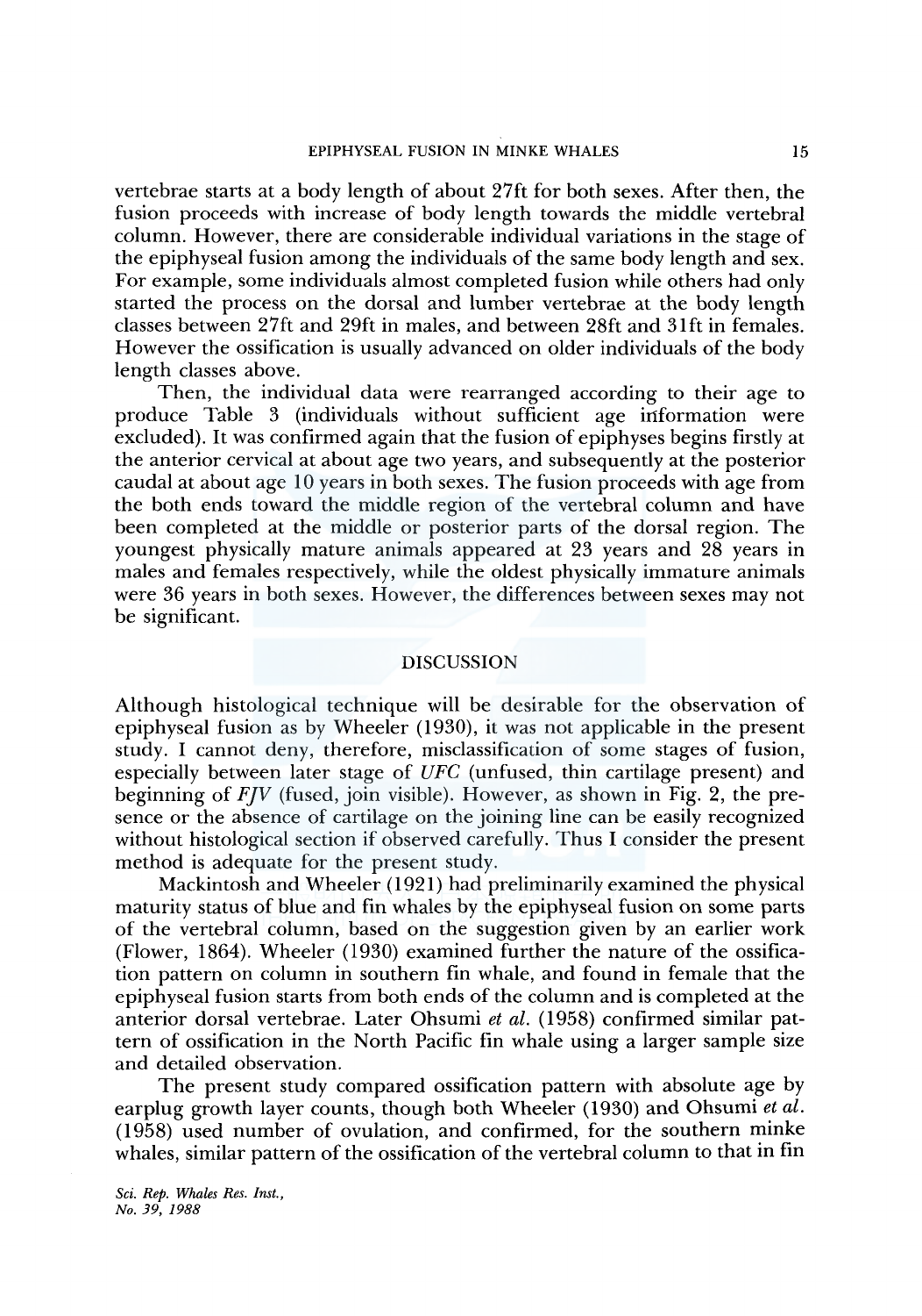vertebrae starts at a body length of about 27ft for both sexes. After then, the fusion proceeds with increase of body length towards the middle vertebral column. However, there are considerable individual variations in the stage of the epiphyseal fusion among the individuals of the same body length and sex. For example, some individuals almost completed fusion while others had only started the process on the dorsal and lumber vertebrae at the body length classes between 27ft and 29ft in males, and between 28ft and 31ft in females. However the ossification is usually advanced on older individuals of the body length classes above.

Then, the individual data were rearranged according to their age to produce Table 3 (individuals without sufficient age information were excluded). It was confirmed again that the fusion of epiphyses begins firstly at the anterior cervical at about age two years, and subsequently at the posterior caudal at about age 10 years in both sexes. The fusion proceeds with age from the both ends toward the middle region of the vertebral column and have been completed at the middle or posterior parts of the dorsal region. The youngest physically mature animals appeared at 23 years and 28 years in males and females respectively, while the oldest physically immature animals were 36 years in both sexes. However, the differences between sexes may not be significant.

## DISCUSSION

Although histological technique will be desirable for the observation of epiphyseal fusion as by Wheeler (1930), it was not applicable in the present study. I cannot deny, therefore, misclassification of some stages of fusion, especially between later stage of *UFC* (unfused, thin cartilage present) and beginning of *FJV* (fused, join visible). However, as shown in Fig. 2, the presence or the absence of cartilage on the joining line can be easily recognized without histological section if observed carefully. Thus I consider the present method is adequate for the present study.

Mackintosh and Wheeler (1921) had preliminarily examined the physical maturity status of blue and fin whales by the epiphyseal fusion on some parts of the vertebral column, based on the suggestion given by an earlier work (Flower, 1864). Wheeler (1930) examined further the nature of the ossification pattern on column in southern fin whale, and found in female that the epiphyseal fusion starts from both ends of the column and is completed at the anterior dorsal vertebrae. Later Ohsumi *et al.* (1958) confirmed similar pattern of ossification in the North Pacific fin whale using a larger sample size and detailed observation.

The present study compared ossification pattern with absolute age by earplug growth layer counts, though both Wheeler (1930) and Ohsumi *et al.* (1958) used number of ovulation, and confirmed, for the southern minke whales, similar pattern of the ossification of the vertebral column to that in fin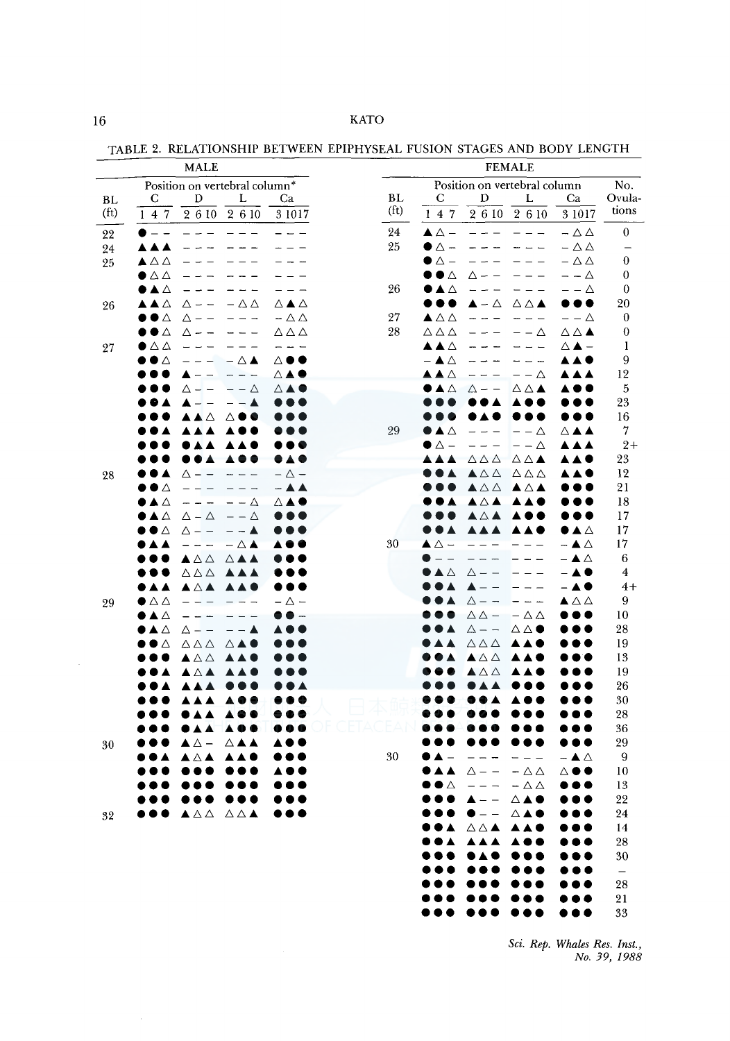TABLE 2. RELATIONSHIP BETWEEN EPIPHYSEAL FUSION STAGES AND BODY LENGTH

**MALE**

| BL (ft) | C 1 4 7 | D 2 6 10 | L 2 6 10 | Ca 3 10 17 |
|---|---|---|---|---|
| 22 | ● – – | – – – | – – – | – – – |
| 24 | ▲▲▲ | – – – | – – – | – – – |
| 25 | ▲△△ | – – – | – – – | – – – |
| | ●△△ | – – – | – – – | – – – |
| | ●▲△ | – – – | – – – | – – – |
| 26 | ▲▲△ | △ – – | – △△ | △▲△ |
| | ●●△ | △ – – | – – – | – △△ |
| | ●●△ | △ – – | – – – | △△△ |
| 27 | ●△△ | – – – | – – – | – – – |
| | ●●△ | – – – | – △▲ | △●● |
| | ●●● | ▲ – – | – – – | △▲● |
| | ●●● | △ – – | – – △ | △▲● |
| | ●●▲ | ▲ – – | – – ▲ | ●●● |
| | ●●● | ▲▲△ | △●● | ●●● |
| | ●●▲ | ▲▲▲ | ▲●● | ●●● |
| | ●●● | ●▲▲ | ▲▲● | ●●● |
| | ●●● | ●●▲ | ▲●● | ●▲● |
| 28 | ●●▲ | △ – – | – – – | – △ – |
| | ●●△ | – – – | – – – | – ▲▲ |
| | ●▲△ | – – – | – – △ | △▲● |
| | ●▲△ | △ – △ | – – △ | ●●● |
| | ●●△ | △ – – | – – ▲ | ●●● |
| | ●▲▲ | – – – | – △▲ | ▲●● |
| | ●●● | ▲△△ | △▲▲ | ●●● |
| | ●●● | △△△ | ▲▲▲ | ●●● |
| | ●▲▲ | ▲△▲ | ▲▲● | ●●● |
| 29 | ●△△ | – – – | – – – | – △ – |
| | ●▲△ | – – – | – – – | ●● – |
| | ●▲△ | △ – – | – – ▲ | ▲●● |
| | ●●△ | △△△ | △▲● | ●●● |
| | ●●● | ▲△△ | ▲▲● | ●●● |
| | ●●▲ | ▲△▲ | ▲▲● | ●●● |
| | ●●▲ | ▲▲▲ | ●●● | ●●▲ |
| | ●●● | ▲▲▲ | ▲●● | ●●● |
| | ●●● | ●▲▲ | ▲●● | ●●● |
| | ●●● | ●▲▲ | ▲●● | ●●● |
| 30 | ●●● | ▲△ – | △▲▲ | ▲●● |
| | ●●▲ | ▲△▲ | ▲▲● | ●●● |
| | ●●● | ●●● | ●●● | ▲●● |
| | ●●● | ●●● | ●●● | ●●● |
| | ●●● | ●●● | ●●● | ●●● |
| 32 | ●●● | ▲△△ | △△▲ | ●●● |

**FEMALE**

| BL (ft) | C 1 4 7 | D 2 6 10 | L 2 6 10 | Ca 3 10 17 | No. Ovulations |
|---|---|---|---|---|---|
| 24 | ▲△ – | – – – | – – – | – △△ | 0 |
| 25 | ●△ – | – – – | – – – | – △△ | – |
| | ●△ – | – – – | – – – | – △△ | 0 |
| | ●●△ | △ – – | – – – | – – △ | 0 |
| 26 | ●▲△ | – – – | – – – | – – △ | 0 |
| | ●●● | ▲ – △ | △△▲ | ●●● | 20 |
| 27 | ▲△△ | – – – | – – – | – – △ | 0 |
| 28 | △△△ | – – – | – – △ | △△▲ | 0 |
| | ▲▲△ | – – – | – – – | △▲ – | 1 |
| | – ▲△ | – – – | – – – | ▲▲● | 9 |
| | ▲▲△ | – – – | – – △ | ▲▲▲ | 12 |
| | ●▲△ | △ – – | △△▲ | ▲●● | 5 |
| | ●●● | ●●▲ | ▲●● | ●●● | 23 |
| | ●●● | ●▲● | ●●● | ●●● | 16 |
| 29 | ●▲△ | – – – | – – △ | △▲▲ | 7 |
| | ●△ – | – – – | – – △ | ▲▲▲ | 2+ |
| | ▲▲▲ | △△△ | △△▲ | ▲▲● | 23 |
| | ●●▲ | ▲△△ | △△△ | ▲▲● | 12 |
| | ●●● | ▲△△ | ▲△▲ | ●●● | 21 |
| | ●●▲ | ▲△▲ | ▲▲● | ●●● | 18 |
| | ●●● | ▲△▲ | ▲●● | ●●● | 17 |
| | ●●▲ | ▲▲▲ | ▲▲● | ●▲△ | 17 |
| 30 | ▲△ – | – – – | – – – | – ▲△ | 17 |
| | ● – – | – – – | – – – | – ▲△ | 6 |
| | ●▲△ | △ – – | – – – | – ▲● | 4 |
| | ●●▲ | ▲ – – | – – – | – ▲● | 4+ |
| | ●●▲ | △ – – | – – – | ▲△△ | 9 |
| | ●●● | △△ – | – △△ | ●●● | 10 |
| | ●●▲ | △ – – | △△● | ●●● | 28 |
| | ●▲▲ | △△△ | ▲▲● | ●●● | 19 |
| | ●●▲ | ▲△△ | ▲▲● | ●●● | 13 |
| | ●●● | ▲△△ | ▲▲● | ●●● | 19 |
| | ●●● | ●▲▲ | ●●● | ●●● | 26 |
| | ●●● | ●●● | ▲●● | ●●● | 30 |
| | ●●● | ●●● | ●●● | ●●● | 28 |
| | ●●● | ●●● | ●●● | ●●● | 36 |
| | ●●● | ●●● | ●●● | ●●● | 29 |
| 30 | ●▲ – | – – – | – – – | – ▲△ | 9 |
| | ●▲▲ | △ – – | – △△ | △●● | 10 |
| | ●●△ | – – – | – △△ | ●●● | 13 |
| | ●●● | ▲ – – | △▲● | ●●● | 22 |
| | ●●● | ● – – | △▲● | ●●● | 24 |
| | ●●▲ | △△▲ | ▲▲● | ●●● | 14 |
| | ●●▲ | ▲▲▲ | ▲●● | ●●● | 28 |
| | ●●● | ●▲● | ●●● | ●●● | 30 |
| | ●●● | ●●● | ●●● | ●●● | – |
| | ●●● | ●●● | ●●● | ●●● | 28 |
| | ●●● | ●●● | ●●● | ●●● | 21 |
| | ●●● | ●●● | ●●● | ●●● | 33 |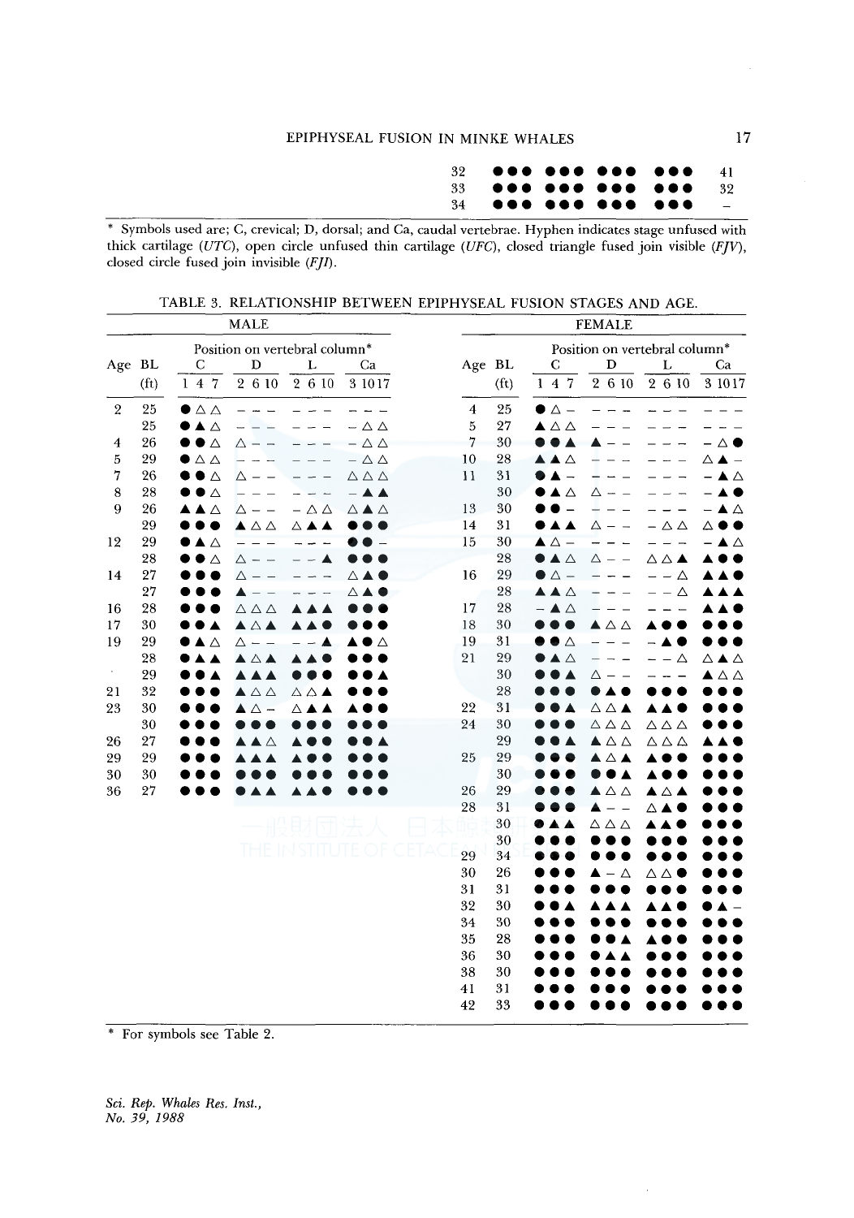| | | | | | |
|---|---|---|---|---|---|
| 32 | ●●● | ●●● | ●●● | ●●● | 41 |
| 33 | ●●● | ●●● | ●●● | ●●● | 32 |
| 34 | ●●● | ●●● | ●●● | ●●● | – |

\* Symbols used are; C, crevical; D, dorsal; and Ca, caudal vertebrae. Hyphen indicates stage unfused with thick cartilage (*UTC*), open circle unfused thin cartilage (*UFC*), closed triangle fused join visible (*FJV*), closed circle fused join invisible (*FJI*).

TABLE 3. RELATIONSHIP BETWEEN EPIPHYSEAL FUSION STAGES AND AGE.

**MALE**

| Age | BL (ft) | C 1 4 7 | D 2 6 10 | L 2 6 10 | Ca 3 10 17 |
|---|---|---|---|---|---|
| 2 | 25 | ●△△ | – – – | – – – | – – – |
| | 25 | ●▲△ | – – – | – – – | – △△ |
| 4 | 26 | ●●△ | △ – – | – – – | – △△ |
| 5 | 29 | ●△△ | – – – | – – – | – △△ |
| 7 | 26 | ●●△ | △ – – | – – – | △△△ |
| 8 | 28 | ●●△ | – – – | – – – | – ▲▲ |
| 9 | 26 | ▲▲△ | △ – – | – △△ | △▲△ |
| | 29 | ●●● | ▲△△ | △▲▲ | ●●● |
| 12 | 29 | ●▲△ | – – – | – – – | ●● – |
| | 28 | ●●△ | △ – – | – – ▲ | ●●● |
| 14 | 27 | ●●● | △ – – | – – – | △▲● |
| | 27 | ●●● | ▲ – – | – – – | △▲● |
| 16 | 28 | ●●● | △△△ | ▲▲▲ | ●●● |
| 17 | 30 | ●●▲ | ▲△▲ | ▲▲● | ●●● |
| 19 | 29 | ●▲△ | △ – – | – – ▲ | ▲●△ |
| | 28 | ●▲▲ | ▲△▲ | ▲▲● | ●●● |
| · | 29 | ●●▲ | ▲▲▲ | ●●● | ●●▲ |
| 21 | 32 | ●●● | ▲△△ | △△▲ | ●●● |
| 23 | 30 | ●●● | ▲△ – | △▲▲ | ▲●● |
| | 30 | ●●● | ●●● | ●●● | ●●● |
| 26 | 27 | ●●● | ▲▲△ | ▲●● | ●●▲ |
| 29 | 29 | ●●● | ▲▲▲ | ▲●● | ●●● |
| 30 | 30 | ●●● | ●●● | ●●● | ●●● |
| 36 | 27 | ●●● | ●▲▲ | ▲▲● | ●●● |

**FEMALE**

| Age | BL (ft) | C 1 4 7 | D 2 6 10 | L 2 6 10 | Ca 3 10 17 |
|---|---|---|---|---|---|
| 4 | 25 | ●△ – | – – – | – – – | – – – |
| 5 | 27 | ▲△△ | – – – | – – – | – – – |
| 7 | 30 | ●●▲ | ▲ – – | – – – | – △● |
| 10 | 28 | ▲▲△ | – – – | – – – | △▲ – |
| 11 | 31 | ●▲ – | – – – | – – – | – ▲△ |
| | 30 | ●▲△ | △ – – | – – – | – ▲● |
| 13 | 30 | ●● – | – – – | – – – | – ▲△ |
| 14 | 31 | ●▲▲ | △ – – | – △△ | △●● |
| 15 | 30 | ▲△ – | – – – | – – – | – ▲△ |
| | 28 | ●▲△ | △ – – | △△▲ | ▲●● |
| 16 | 29 | ●△ – | – – – | – – △ | ▲▲● |
| | 28 | ▲▲△ | – – – | – – △ | ▲▲▲ |
| 17 | 28 | – ▲△ | – – – | – – – | ▲▲● |
| 18 | 30 | ●●● | ▲△△ | ▲●● | ●●● |
| 19 | 31 | ●●△ | – – – | – ▲● | ●●● |
| 21 | 29 | ●▲△ | – – – | – – △ | △▲△ |
| | 30 | ●●▲ | △ – – | – – – | ▲△△ |
| | 28 | ●●● | ●▲● | ●●● | ●●● |
| 22 | 31 | ●●▲ | △△▲ | ▲▲● | ●●● |
| 24 | 30 | ●●● | △△△ | △△△ | ●●● |
| | 29 | ●●▲ | ▲△△ | △△△ | ▲▲● |
| 25 | 29 | ●●● | ▲△▲ | ▲●● | ●●● |
| | 30 | ●●● | ●●▲ | ▲●● | ●●● |
| 26 | 29 | ●●● | ▲△△ | ▲△▲ | ●●● |
| 28 | 31 | ●●● | ▲ – – | △▲● | ●●● |
| | 30 | ●▲▲ | △△△ | ▲▲● | ●●● |
| | 30 | ●●● | ●●● | ●●● | ●●● |
| 29 | 34 | ●●● | ●●● | ●●● | ●●● |
| 30 | 26 | ●●● | ▲ – △ | △△● | ●●● |
| 31 | 31 | ●●● | ●●● | ●●● | ●●● |
| 32 | 30 | ●●▲ | ▲▲▲ | ▲▲● | ●▲ – |
| 34 | 30 | ●●● | ●●● | ●●● | ●●● |
| 35 | 28 | ●●● | ●●▲ | ▲●● | ●●● |
| 36 | 30 | ●●● | ●▲▲ | ●●● | ●●● |
| 38 | 30 | ●●● | ●●● | ●●● | ●●● |
| 41 | 31 | ●●● | ●●● | ●●● | ●●● |
| 42 | 33 | ●●● | ●●● | ●●● | ●●● |

\* For symbols see Table 2.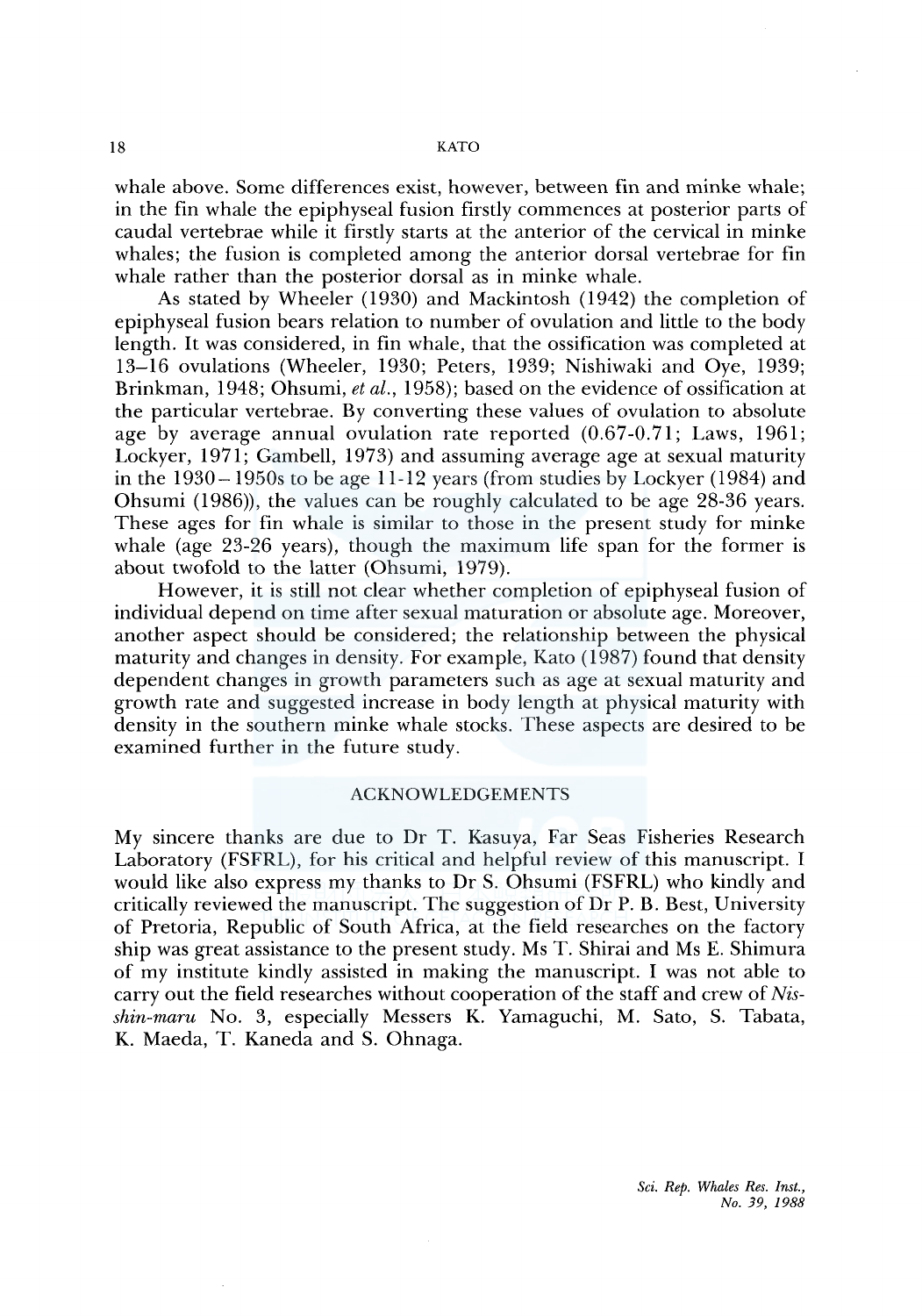whale above. Some differences exist, however, between fin and minke whale; in the fin whale the epiphyseal fusion firstly commences at posterior parts of caudal vertebrae while it firstly starts at the anterior of the cervical in minke whales; the fusion is completed among the anterior dorsal vertebrae for fin whale rather than the posterior dorsal as in minke whale.

As stated by Wheeler (1930) and Mackintosh (1942) the completion of epiphyseal fusion bears relation to number of ovulation and little to the body length. It was considered, in fin whale, that the ossification was completed at 13–16 ovulations (Wheeler, 1930; Peters, 1939; Nishiwaki and Oye, 1939; Brinkman, 1948; Ohsumi, *et al.*, 1958); based on the evidence of ossification at the particular vertebrae. By converting these values of ovulation to absolute age by average annual ovulation rate reported (0.67-0.71; Laws, 1961; Lockyer, 1971; Gambell, 1973) and assuming average age at sexual maturity in the 1930–1950s to be age 11-12 years (from studies by Lockyer (1984) and Ohsumi (1986)), the values can be roughly calculated to be age 28-36 years. These ages for fin whale is similar to those in the present study for minke whale (age 23-26 years), though the maximum life span for the former is about twofold to the latter (Ohsumi, 1979).

However, it is still not clear whether completion of epiphyseal fusion of individual depend on time after sexual maturation or absolute age. Moreover, another aspect should be considered; the relationship between the physical maturity and changes in density. For example, Kato (1987) found that density dependent changes in growth parameters such as age at sexual maturity and growth rate and suggested increase in body length at physical maturity with density in the southern minke whale stocks. These aspects are desired to be examined further in the future study.

## ACKNOWLEDGEMENTS

My sincere thanks are due to Dr T. Kasuya, Far Seas Fisheries Research Laboratory (FSFRL), for his critical and helpful review of this manuscript. I would like also express my thanks to Dr S. Ohsumi (FSFRL) who kindly and critically reviewed the manuscript. The suggestion of Dr P. B. Best, University of Pretoria, Republic of South Africa, at the field researches on the factory ship was great assistance to the present study. Ms T. Shirai and Ms E. Shimura of my institute kindly assisted in making the manuscript. I was not able to carry out the field researches without cooperation of the staff and crew of *Nisshin-maru* No. 3, especially Messers K. Yamaguchi, M. Sato, S. Tabata, K. Maeda, T. Kaneda and S. Ohnaga.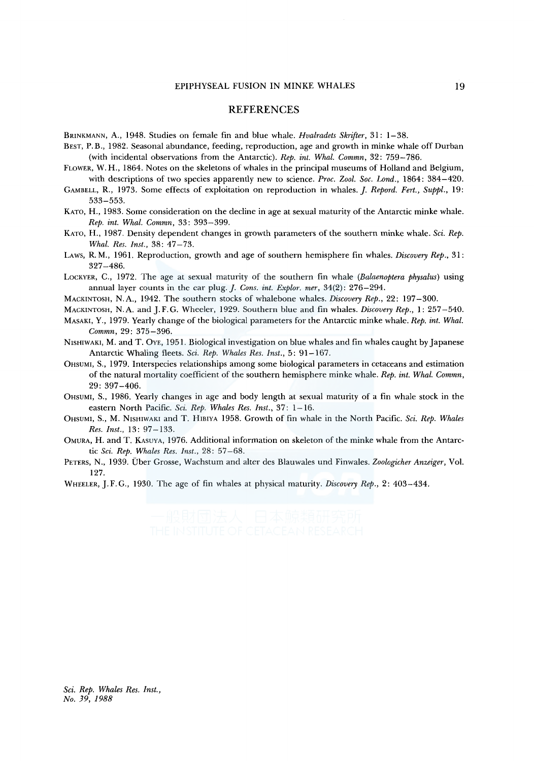## REFERENCES

BRINKMANN, A., 1948. Studies on female fin and blue whale. *Hvalradets Skrifter*, 31: 1–38.

BEST, P.B., 1982. Seasonal abundance, feeding, reproduction, age and growth in minke whale off Durban (with incidental observations from the Antarctic). *Rep. int. Whal. Commn*, 32: 759–786.

FLOWER, W.H., 1864. Notes on the skeletons of whales in the principal museums of Holland and Belgium, with descriptions of two species apparently new to science. *Proc. Zool. Soc. Lond.*, 1864: 384–420.

GAMBELL, R., 1973. Some effects of exploitation on reproduction in whales. *J. Repord. Fert., Suppl.*, 19: 533–553.

KATO, H., 1983. Some consideration on the decline in age at sexual maturity of the Antarctic minke whale. *Rep. int. Whal. Commn*, 33: 393–399.

KATO, H., 1987. Density dependent changes in growth parameters of the southern minke whale. *Sci. Rep. Whal. Res. Inst.*, 38: 47–73.

LAWS, R.M., 1961. Reproduction, growth and age of southern hemisphere fin whales. *Discovery Rep.*, 31: 327–486.

LOCKYER, C., 1972. The age at sexual maturity of the southern fin whale (*Balaenoptera physalus*) using annual layer counts in the ear plug. *J. Cons. int. Explor. mer*, 34(2): 276–294.

MACKINTOSH, N.A., 1942. The southern stocks of whalebone whales. *Discovery Rep.*, 22: 197–300.

MACKINTOSH, N.A. and J.F.G. Wheeler, 1929. Southern blue and fin whales. *Discovery Rep.*, 1: 257–540.

MASAKI, Y., 1979. Yearly change of the biological parameters for the Antarctic minke whale. *Rep. int. Whal. Commn*, 29: 375–396.

NISHIWAKI, M. and T. OYE, 1951. Biological investigation on blue whales and fin whales caught by Japanese Antarctic Whaling fleets. *Sci. Rep. Whales Res. Inst.*, 5: 91–167.

OHSUMI, S., 1979. Interspecies relationships among some biological parameters in cetaceans and estimation of the natural mortality coefficient of the southern hemisphere minke whale. *Rep. int. Whal. Commn*, 29: 397–406.

OHSUMI, S., 1986. Yearly changes in age and body length at sexual maturity of a fin whale stock in the eastern North Pacific. *Sci. Rep. Whales Res. Inst.*, 37: 1–16.

OHSUMI, S., M. NISHIWAKI and T. HIBIYA 1958. Growth of fin whale in the North Pacific. *Sci. Rep. Whales Res. Inst.*, 13: 97–133.

OMURA, H. and T. KASUYA, 1976. Additional information on skeleton of the minke whale from the Antarctic *Sci. Rep. Whales Res. Inst.*, 28: 57–68.

PETERS, N., 1939. Über Grosse, Wachstum and alter des Blauwales und Finwales. *Zoologicher Anzeiger*, Vol. 127.

WHEELER, J.F.G., 1930. The age of fin whales at physical maturity. *Discovery Rep.*, 2: 403–434.